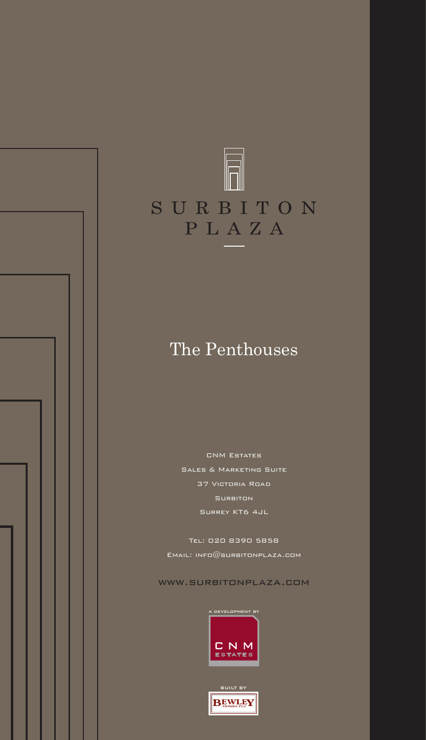# SURBITON PLAZA

## The Penthouses

CNM Estates
Sales & Marketing Suite
37 Victoria Road
Surbiton
Surrey KT6 4JL

Tel: 020 8390 5858
Email: info@surbitonplaza.com

www.surbitonplaza.com

A development by
CNM ESTATES

Built by
BEWLEY HOMES PLC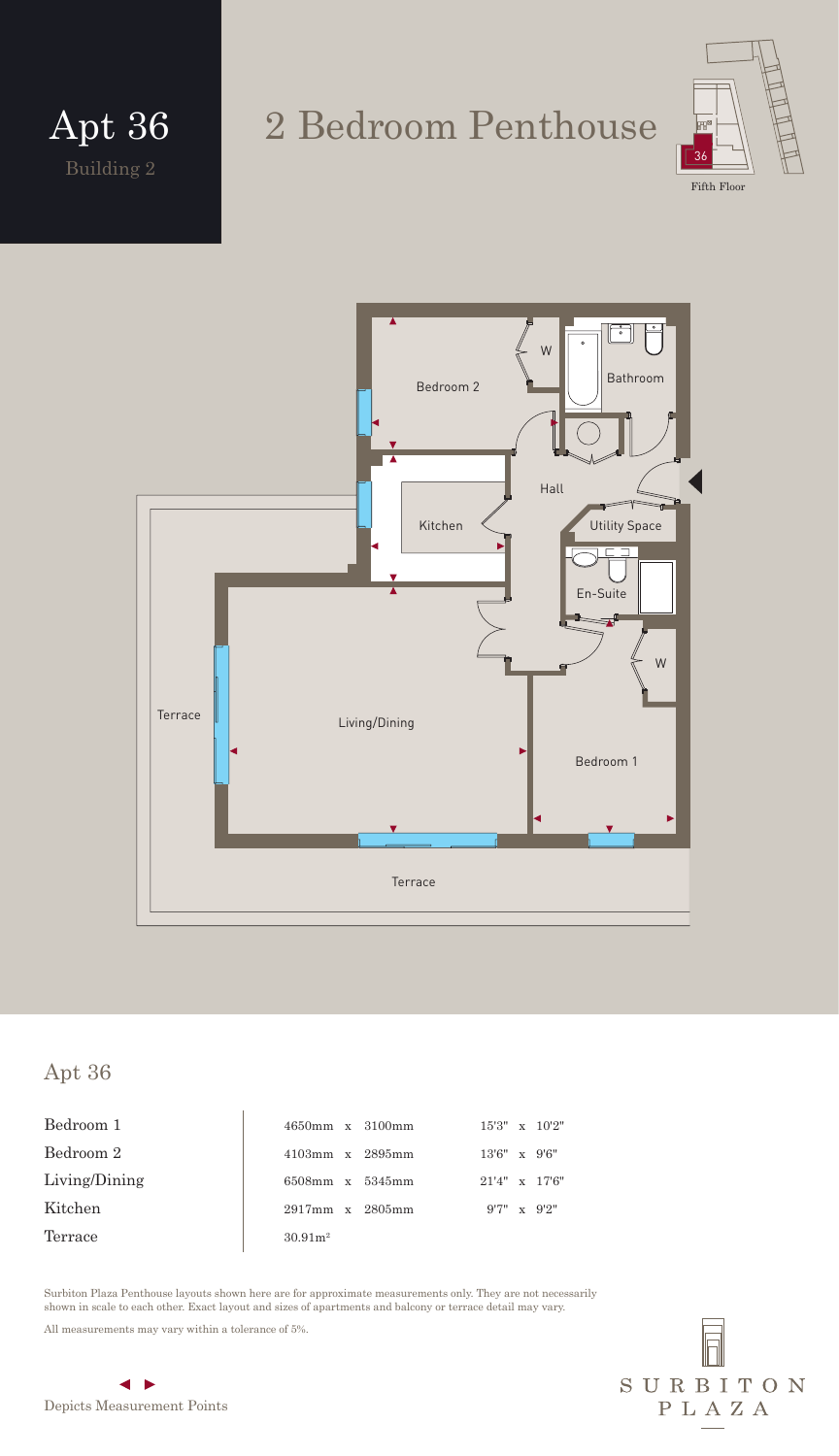# Apt 36

Building 2

# 2 Bedroom Penthouse

Fifth Floor

## Apt 36

| Room | Metric | Imperial |
| --- | --- | --- |
| Bedroom 1 | 4650mm x 3100mm | 15'3" x 10'2" |
| Bedroom 2 | 4103mm x 2895mm | 13'6" x 9'6" |
| Living/Dining | 6508mm x 5345mm | 21'4" x 17'6" |
| Kitchen | 2917mm x 2805mm | 9'7" x 9'2" |
| Terrace | $30.91m^2$ | |

Surbiton Plaza Penthouse layouts shown here are for approximate measurements only. They are not necessarily shown in scale to each other. Exact layout and sizes of apartments and balcony or terrace detail may vary.

All measurements may vary within a tolerance of 5%.

◄ ► Depicts Measurement Points

SURBITON PLAZA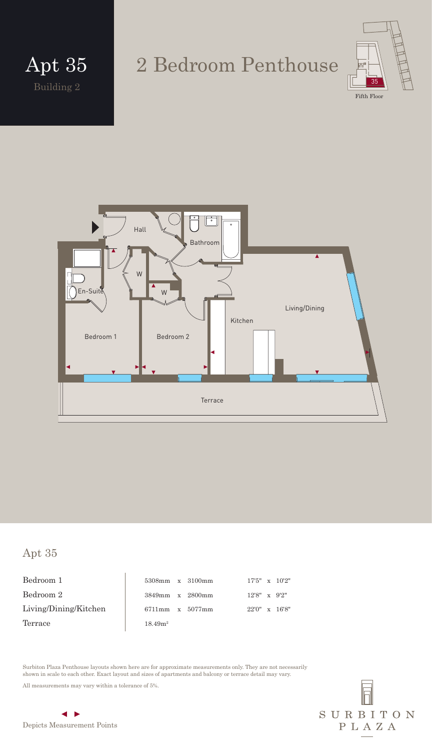# Apt 35

Building 2

# 2 Bedroom Penthouse

Fifth Floor

## Apt 35

| | | |
|---|---|---|
| Bedroom 1 | 5308mm x 3100mm | 17'5" x 10'2" |
| Bedroom 2 | 3849mm x 2800mm | 12'8" x 9'2" |
| Living/Dining/Kitchen | 6711mm x 5077mm | 22'0" x 16'8" |
| Terrace | 18.49m² | |

Surbiton Plaza Penthouse layouts shown here are for approximate measurements only. They are not necessarily shown in scale to each other. Exact layout and sizes of apartments and balcony or terrace detail may vary.

All measurements may vary within a tolerance of 5%.

◄ ► Depicts Measurement Points

SURBITON PLAZA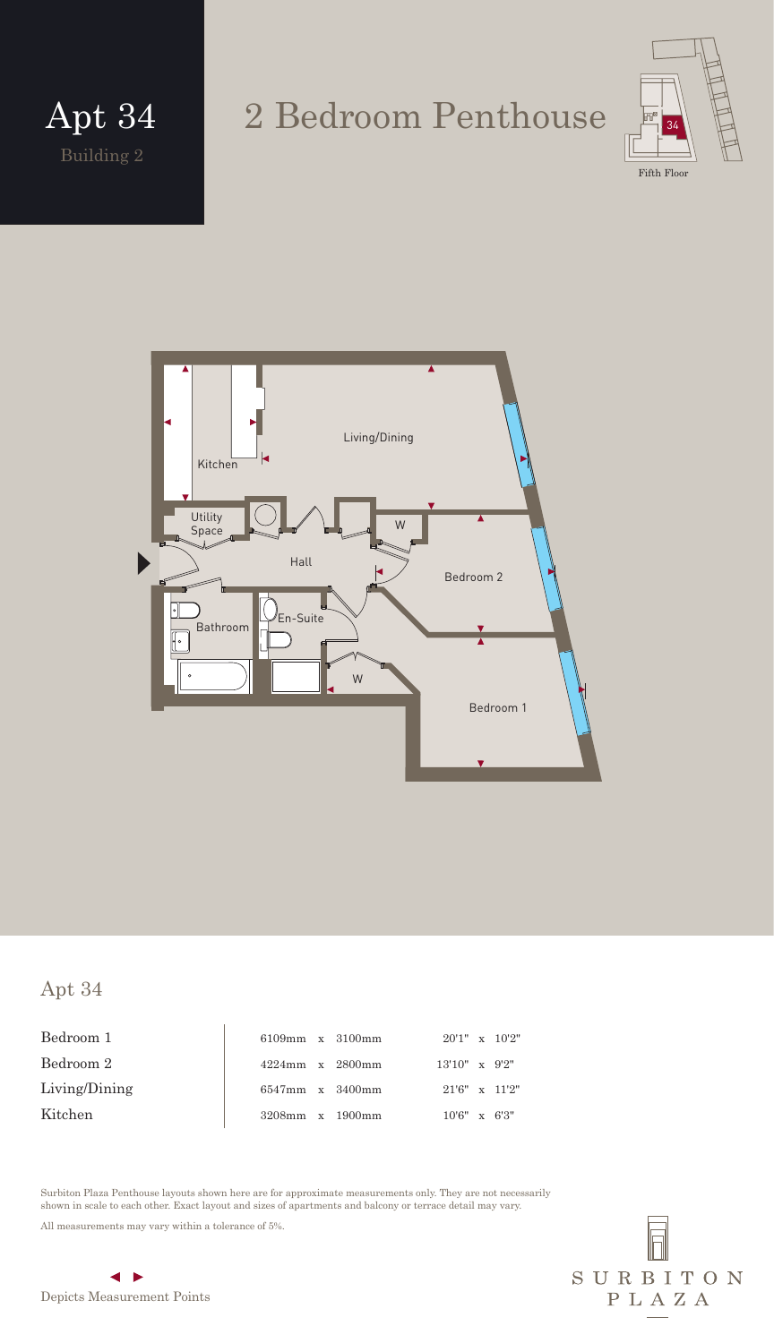# Apt 34

Building 2

# 2 Bedroom Penthouse

Fifth Floor

## Apt 34

| Room | Metric | Imperial |
|---|---|---|
| Bedroom 1 | 6109mm x 3100mm | 20'1" x 10'2" |
| Bedroom 2 | 4224mm x 2800mm | 13'10" x 9'2" |
| Living/Dining | 6547mm x 3400mm | 21'6" x 11'2" |
| Kitchen | 3208mm x 1900mm | 10'6" x 6'3" |

Surbiton Plaza Penthouse layouts shown here are for approximate measurements only. They are not necessarily shown in scale to each other. Exact layout and sizes of apartments and balcony or terrace detail may vary.

All measurements may vary within a tolerance of 5%.

◄ ► Depicts Measurement Points

SURBITON PLAZA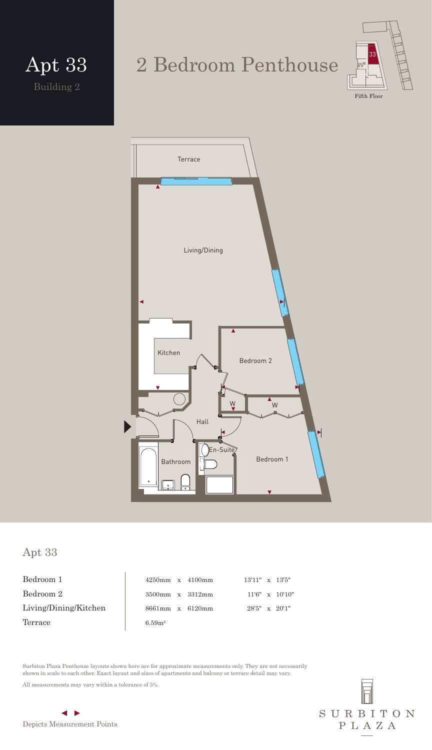# Apt 33

Building 2

# 2 Bedroom Penthouse

Fifth Floor

Terrace

Living/Dining

Kitchen

Bedroom 2

W

W

Hall

En-Suite

Bathroom

Bedroom 1

## Apt 33

| | | |
|---|---|---|
| Bedroom 1 | 4250mm x 4100mm | 13'11" x 13'5" |
| Bedroom 2 | 3500mm x 3312mm | 11'6" x 10'10" |
| Living/Dining/Kitchen | 8661mm x 6120mm | 28'5" x 20'1" |
| Terrace | $6.59m^2$ | |

Surbiton Plaza Penthouse layouts shown here are for approximate measurements only. They are not necessarily shown in scale to each other. Exact layout and sizes of apartments and balcony or terrace detail may vary.

All measurements may vary within a tolerance of 5%.

◄ ► Depicts Measurement Points

SURBITON PLAZA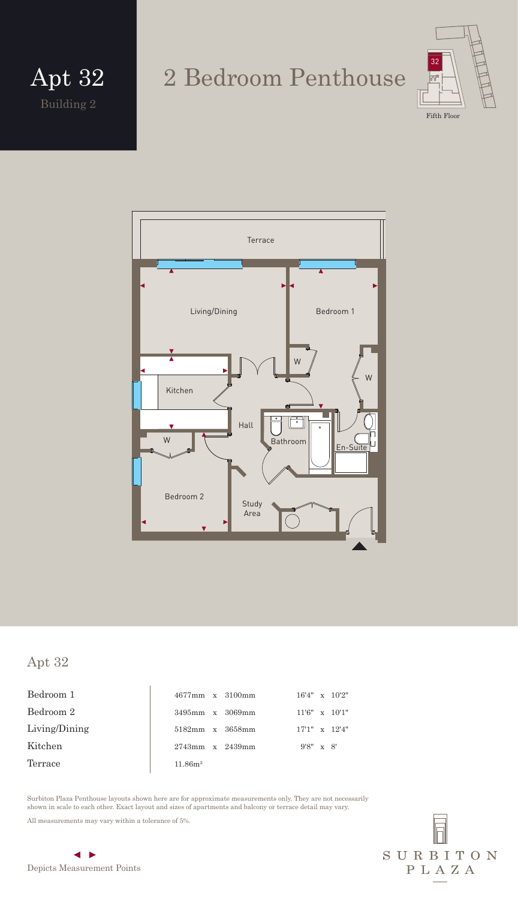# Apt 32

Building 2

# 2 Bedroom Penthouse

Fifth Floor

Terrace

Living/Dining

Bedroom 1

W

W

Kitchen

Hall

Bathroom

En-Suite

W

Bedroom 2

Study Area

## Apt 32

| | | |
|---|---|---|
| Bedroom 1 | 4677mm x 3100mm | 16'4" x 10'2" |
| Bedroom 2 | 3495mm x 3069mm | 11'6" x 10'1" |
| Living/Dining | 5182mm x 3658mm | 17'1" x 12'4" |
| Kitchen | 2743mm x 2439mm | 9'8" x 8' |
| Terrace | 11.86m² | |

Surbiton Plaza Penthouse layouts shown here are for approximate measurements only. They are not necessarily shown in scale to each other. Exact layout and sizes of apartments and balcony or terrace detail may vary.

All measurements may vary within a tolerance of 5%.

◄ ► Depicts Measurement Points

SURBITON PLAZA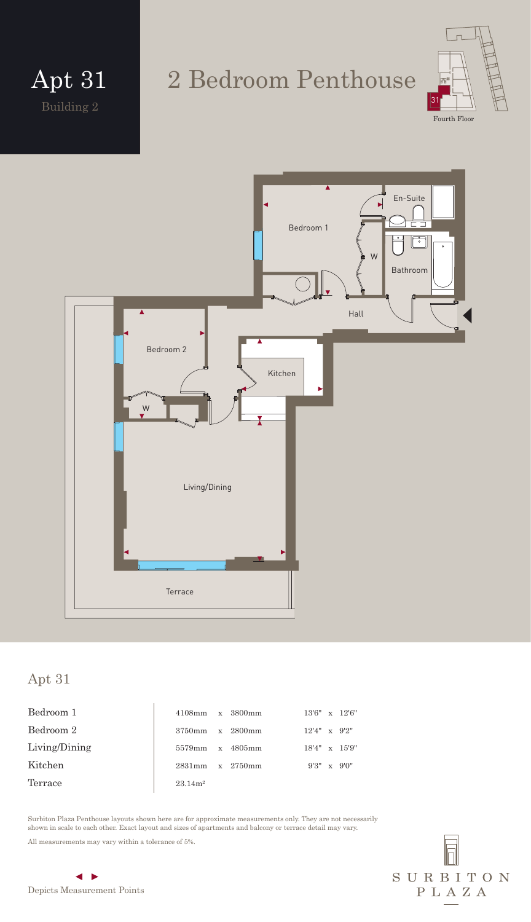# Apt 31

Building 2

# 2 Bedroom Penthouse

Fourth Floor

Bedroom 1

En-Suite

W

Bathroom

Hall

Bedroom 2

Kitchen

W

Living/Dining

Terrace

## Apt 31

| | | |
|---|---|---|
| Bedroom 1 | 4108mm x 3800mm | 13'6" x 12'6" |
| Bedroom 2 | 3750mm x 2800mm | 12'4" x 9'2" |
| Living/Dining | 5579mm x 4805mm | 18'4" x 15'9" |
| Kitchen | 2831mm x 2750mm | 9'3" x 9'0" |
| Terrace | 23.14m² | |

Surbiton Plaza Penthouse layouts shown here are for approximate measurements only. They are not necessarily shown in scale to each other. Exact layout and sizes of apartments and balcony or terrace detail may vary.

All measurements may vary within a tolerance of 5%.

◄ ► Depicts Measurement Points

SURBITON PLAZA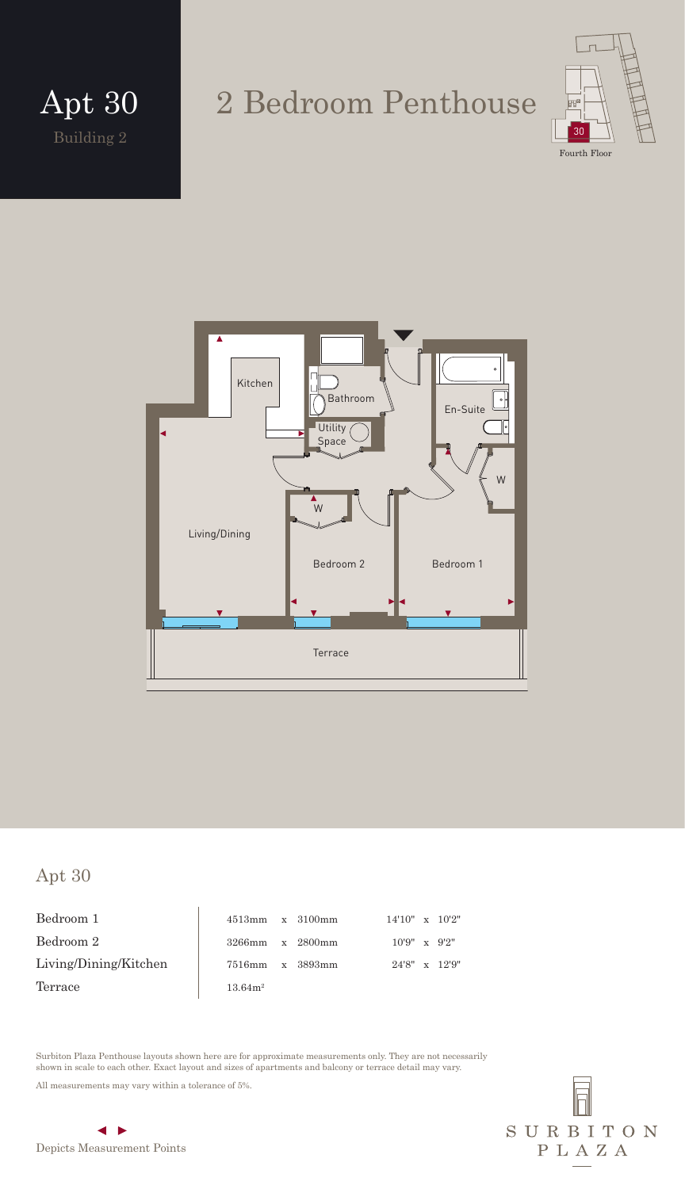# Apt 30

Building 2

# 2 Bedroom Penthouse

Fourth Floor

Kitchen

Bathroom

Utility Space

En-Suite

W

Living/Dining

W

Bedroom 2

Bedroom 1

Terrace

## Apt 30

| Room | Metric | Imperial |
| --- | --- | --- |
| Bedroom 1 | 4513mm x 3100mm | 14'10" x 10'2" |
| Bedroom 2 | 3266mm x 2800mm | 10'9" x 9'2" |
| Living/Dining/Kitchen | 7516mm x 3893mm | 24'8" x 12'9" |
| Terrace | 13.64m² | |

Surbiton Plaza Penthouse layouts shown here are for approximate measurements only. They are not necessarily shown in scale to each other. Exact layout and sizes of apartments and balcony or terrace detail may vary.

All measurements may vary within a tolerance of 5%.

◄ ► Depicts Measurement Points

SURBITON PLAZA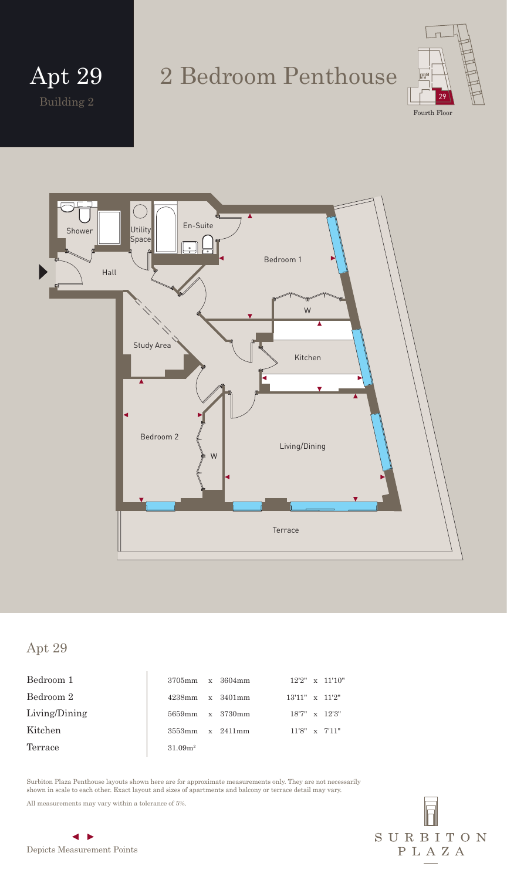# Apt 29

Building 2

# 2 Bedroom Penthouse

Fourth Floor

## Apt 29

| | | |
|---|---|---|
| Bedroom 1 | 3705mm x 3604mm | 12'2" x 11'10" |
| Bedroom 2 | 4238mm x 3401mm | 13'11" x 11'2" |
| Living/Dining | 5659mm x 3730mm | 18'7" x 12'3" |
| Kitchen | 3553mm x 2411mm | 11'8" x 7'11" |
| Terrace | $31.09m^2$ | |

Surbiton Plaza Penthouse layouts shown here are for approximate measurements only. They are not necessarily shown in scale to each other. Exact layout and sizes of apartments and balcony or terrace detail may vary.

All measurements may vary within a tolerance of 5%.

◀ ▶ Depicts Measurement Points

SURBITON PLAZA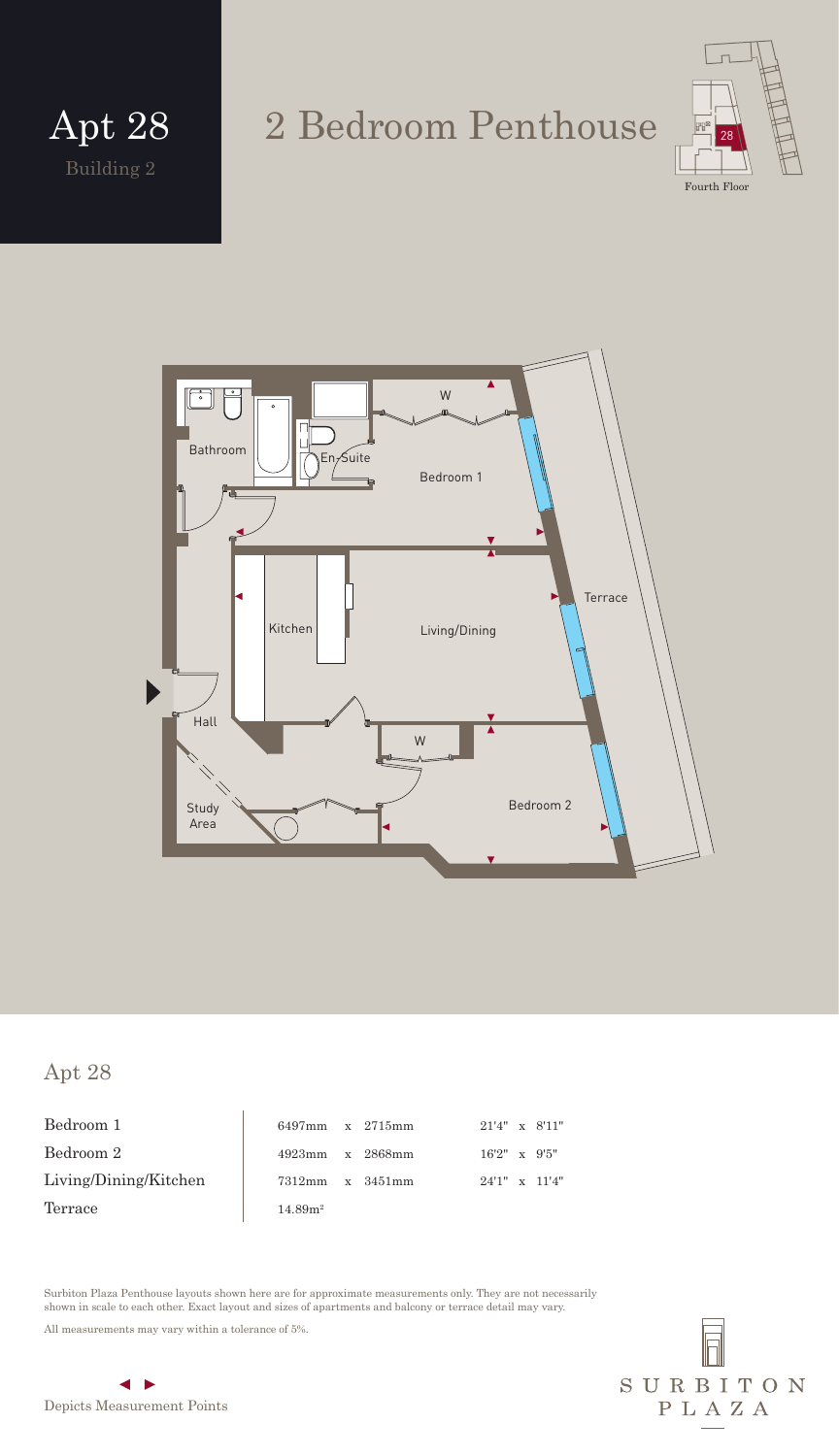# Apt 28

Building 2

# 2 Bedroom Penthouse

Fourth Floor

## Apt 28

| | | |
|---|---|---|
| Bedroom 1 | 6497mm x 2715mm | 21'4" x 8'11" |
| Bedroom 2 | 4923mm x 2868mm | 16'2" x 9'5" |
| Living/Dining/Kitchen | 7312mm x 3451mm | 24'1" x 11'4" |
| Terrace | 14.89m² | |

Surbiton Plaza Penthouse layouts shown here are for approximate measurements only. They are not necessarily shown in scale to each other. Exact layout and sizes of apartments and balcony or terrace detail may vary.

All measurements may vary within a tolerance of 5%.

◀ ▶ Depicts Measurement Points

SURBITON PLAZA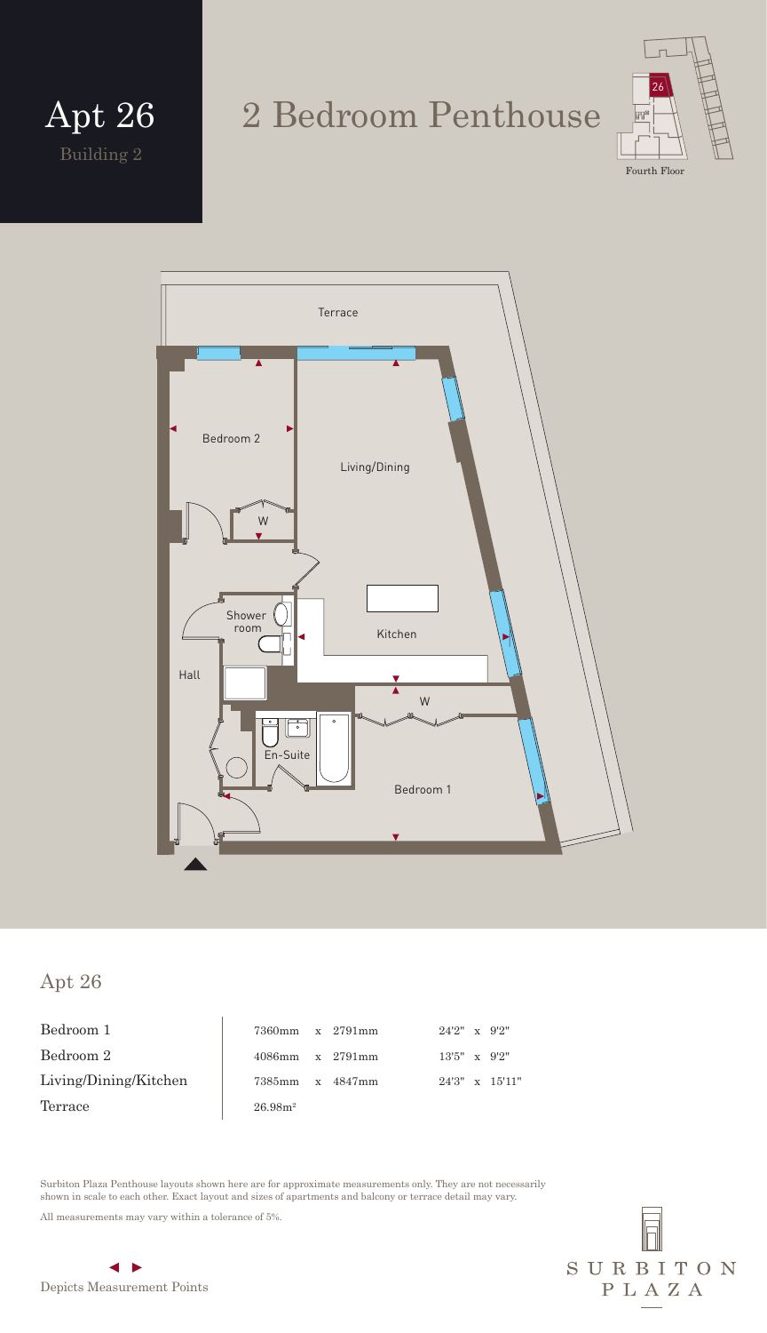# Apt 26

Building 2

# 2 Bedroom Penthouse

Fourth Floor

Terrace

Bedroom 2

Living/Dining

W

Shower room

Kitchen

Hall

W

En-Suite

Bedroom 1

## Apt 26

| | | | | | | |
|---|---|---|---|---|---|---|
| Bedroom 1 | 7360mm | x | 2791mm | 24'2" | x | 9'2" |
| Bedroom 2 | 4086mm | x | 2791mm | 13'5" | x | 9'2" |
| Living/Dining/Kitchen | 7385mm | x | 4847mm | 24'3" | x | 15'11" |
| Terrace | 26.98m² | | | | | |

Surbiton Plaza Penthouse layouts shown here are for approximate measurements only. They are not necessarily shown in scale to each other. Exact layout and sizes of apartments and balcony or terrace detail may vary.

All measurements may vary within a tolerance of 5%.

◄ ► Depicts Measurement Points

SURBITON PLAZA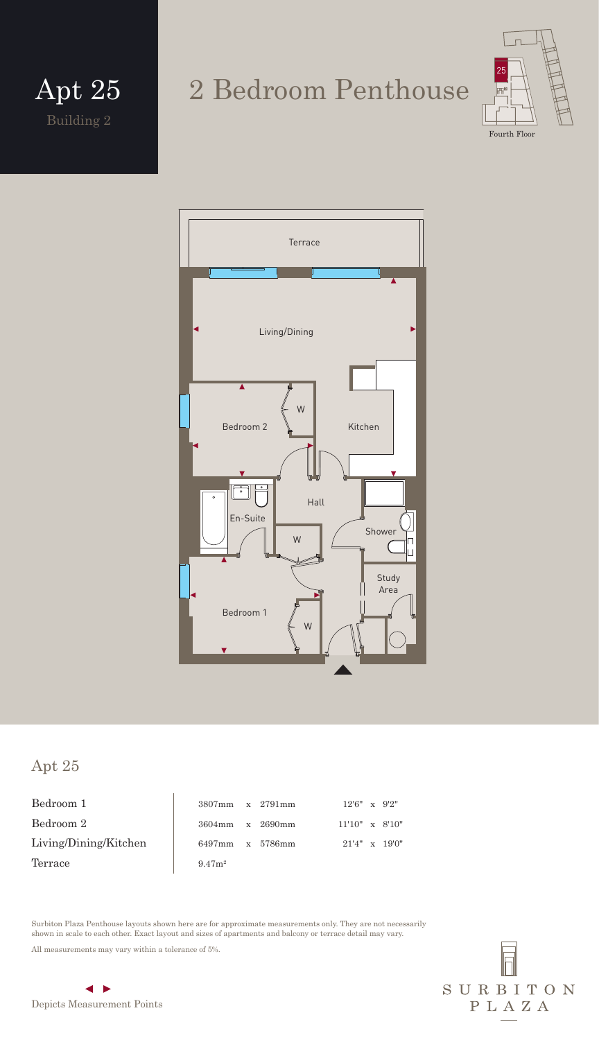# Apt 25

Building 2

# 2 Bedroom Penthouse

25

Fourth Floor

Terrace

Living/Dining

Bedroom 2

W

Kitchen

Hall

En-Suite

W

Shower

Study Area

Bedroom 1

W

## Apt 25

| | | |
|---|---|---|
| Bedroom 1 | 3807mm x 2791mm | 12'6" x 9'2" |
| Bedroom 2 | 3604mm x 2690mm | 11'10" x 8'10" |
| Living/Dining/Kitchen | 6497mm x 5786mm | 21'4" x 19'0" |
| Terrace | $9.47m^2$ | |

Surbiton Plaza Penthouse layouts shown here are for approximate measurements only. They are not necessarily shown in scale to each other. Exact layout and sizes of apartments and balcony or terrace detail may vary.

All measurements may vary within a tolerance of 5%.

◄ ► Depicts Measurement Points

SURBITON PLAZA